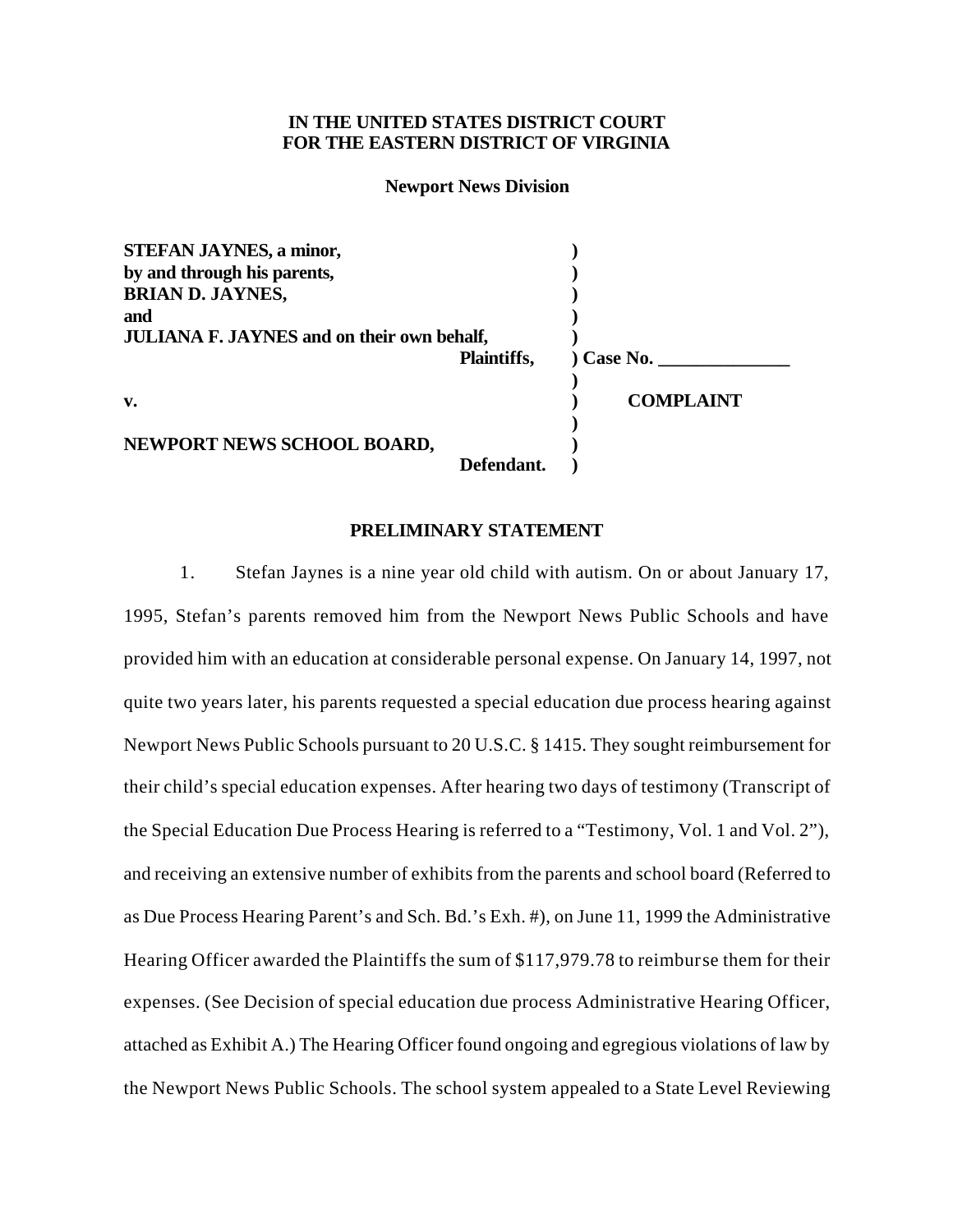**IN THE UNITED STATES DISTRICT COURT**
**FOR THE EASTERN DISTRICT OF VIRGINIA**

**Newport News Division**

| | | |
|---|---|---|
| **STEFAN JAYNES, a minor,** | **)** | |
| **by and through his parents,** | **)** | |
| **BRIAN D. JAYNES,** | **)** | |
| **and** | **)** | |
| **JULIANA F. JAYNES and on their own behalf,** | **)** | |
| **Plaintiffs,** | **)** | **Case No. ______________** |
| | **)** | |
| **v.** | **)** | **COMPLAINT** |
| | **)** | |
| **NEWPORT NEWS SCHOOL BOARD,** | **)** | |
| **Defendant.** | **)** | |

## PRELIMINARY STATEMENT

1. Stefan Jaynes is a nine year old child with autism. On or about January 17, 1995, Stefan's parents removed him from the Newport News Public Schools and have provided him with an education at considerable personal expense. On January 14, 1997, not quite two years later, his parents requested a special education due process hearing against Newport News Public Schools pursuant to 20 U.S.C. § 1415. They sought reimbursement for their child's special education expenses. After hearing two days of testimony (Transcript of the Special Education Due Process Hearing is referred to a "Testimony, Vol. 1 and Vol. 2"), and receiving an extensive number of exhibits from the parents and school board (Referred to as Due Process Hearing Parent's and Sch. Bd.'s Exh. #), on June 11, 1999 the Administrative Hearing Officer awarded the Plaintiffs the sum of $117,979.78 to reimburse them for their expenses. (See Decision of special education due process Administrative Hearing Officer, attached as Exhibit A.) The Hearing Officer found ongoing and egregious violations of law by the Newport News Public Schools. The school system appealed to a State Level Reviewing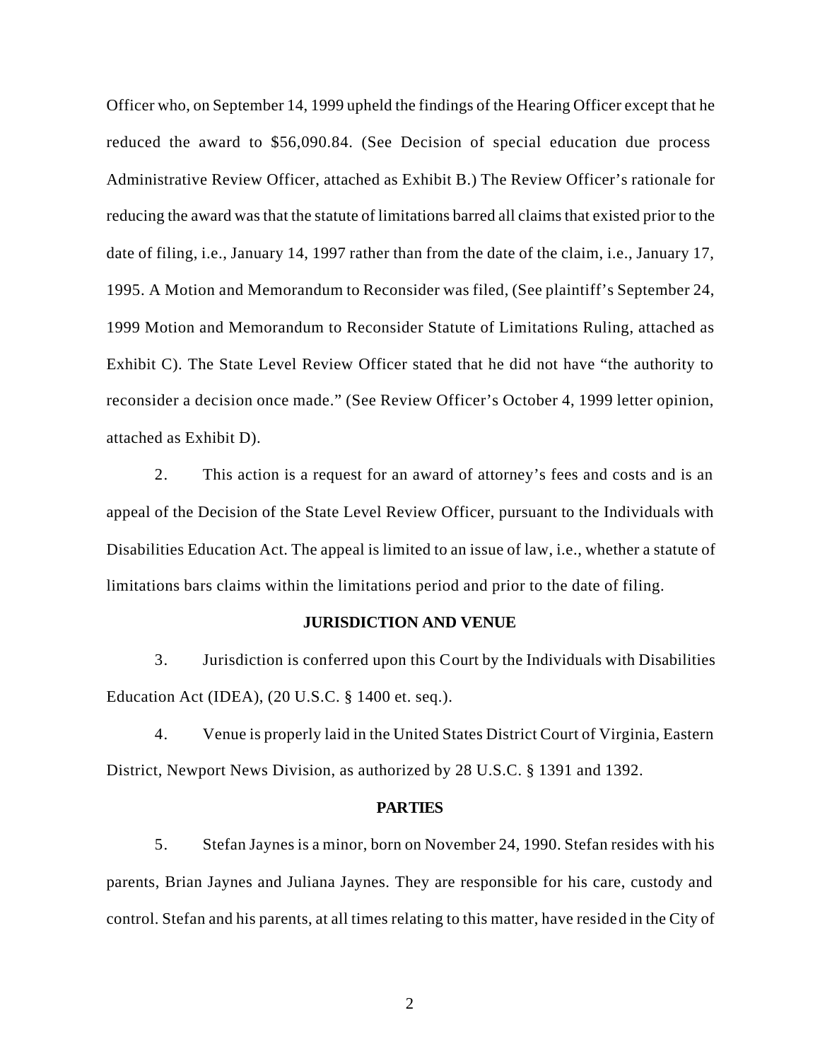Officer who, on September 14, 1999 upheld the findings of the Hearing Officer except that he reduced the award to $56,090.84. (See Decision of special education due process Administrative Review Officer, attached as Exhibit B.) The Review Officer's rationale for reducing the award was that the statute of limitations barred all claims that existed prior to the date of filing, i.e., January 14, 1997 rather than from the date of the claim, i.e., January 17, 1995. A Motion and Memorandum to Reconsider was filed, (See plaintiff's September 24, 1999 Motion and Memorandum to Reconsider Statute of Limitations Ruling, attached as Exhibit C). The State Level Review Officer stated that he did not have "the authority to reconsider a decision once made." (See Review Officer's October 4, 1999 letter opinion, attached as Exhibit D).

2. This action is a request for an award of attorney's fees and costs and is an appeal of the Decision of the State Level Review Officer, pursuant to the Individuals with Disabilities Education Act. The appeal is limited to an issue of law, i.e., whether a statute of limitations bars claims within the limitations period and prior to the date of filing.

**JURISDICTION AND VENUE**

3. Jurisdiction is conferred upon this Court by the Individuals with Disabilities Education Act (IDEA), (20 U.S.C. § 1400 et. seq.).

4. Venue is properly laid in the United States District Court of Virginia, Eastern District, Newport News Division, as authorized by 28 U.S.C. § 1391 and 1392.

**PARTIES**

5. Stefan Jaynes is a minor, born on November 24, 1990. Stefan resides with his parents, Brian Jaynes and Juliana Jaynes. They are responsible for his care, custody and control. Stefan and his parents, at all times relating to this matter, have resided in the City of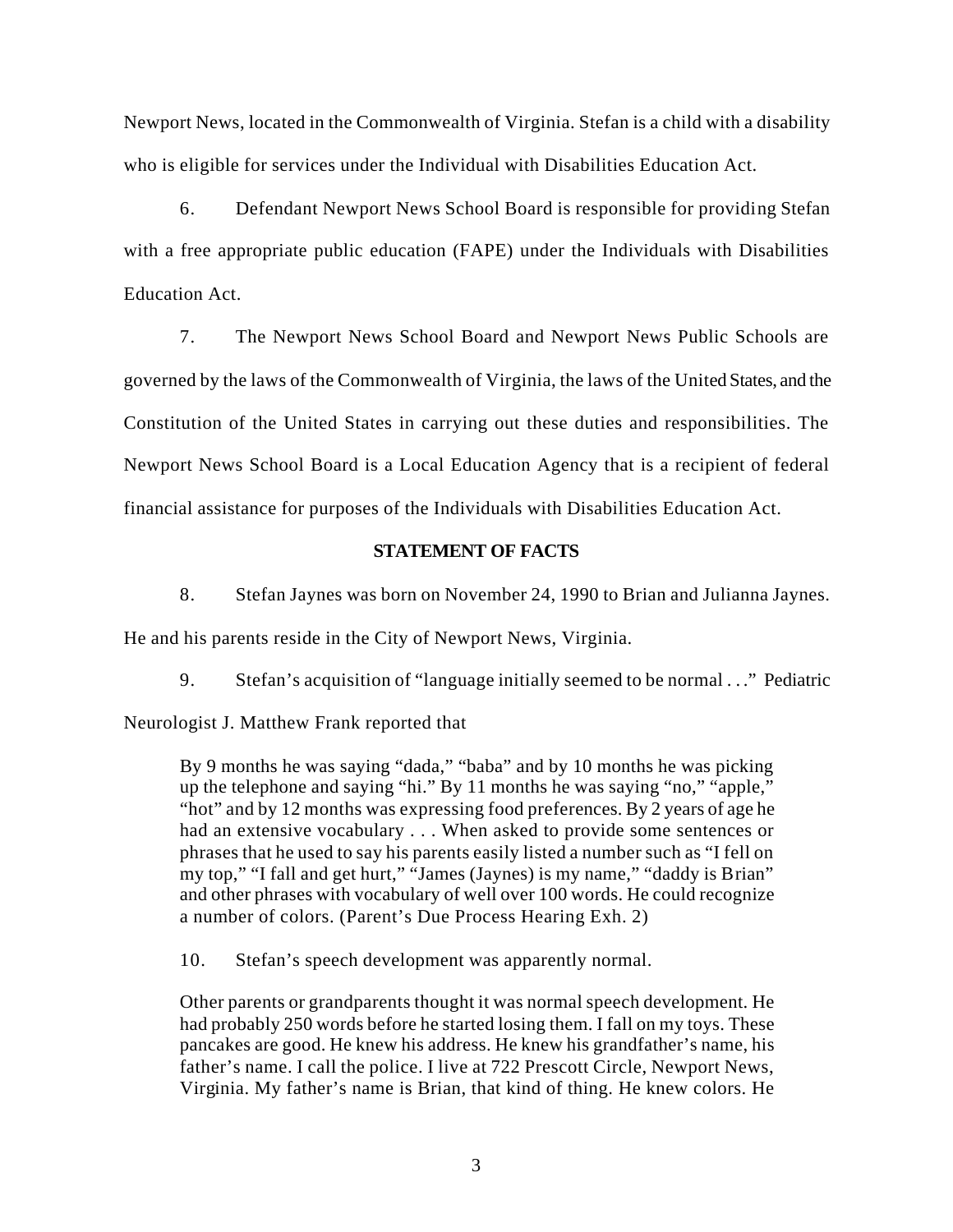Newport News, located in the Commonwealth of Virginia. Stefan is a child with a disability who is eligible for services under the Individual with Disabilities Education Act.

6. Defendant Newport News School Board is responsible for providing Stefan with a free appropriate public education (FAPE) under the Individuals with Disabilities Education Act.

7. The Newport News School Board and Newport News Public Schools are governed by the laws of the Commonwealth of Virginia, the laws of the United States, and the Constitution of the United States in carrying out these duties and responsibilities. The Newport News School Board is a Local Education Agency that is a recipient of federal financial assistance for purposes of the Individuals with Disabilities Education Act.

**STATEMENT OF FACTS**

8. Stefan Jaynes was born on November 24, 1990 to Brian and Julianna Jaynes. He and his parents reside in the City of Newport News, Virginia.

9. Stefan's acquisition of "language initially seemed to be normal . . ." Pediatric Neurologist J. Matthew Frank reported that

> By 9 months he was saying "dada," "baba" and by 10 months he was picking up the telephone and saying "hi." By 11 months he was saying "no," "apple," "hot" and by 12 months was expressing food preferences. By 2 years of age he had an extensive vocabulary . . . When asked to provide some sentences or phrases that he used to say his parents easily listed a number such as "I fell on my top," "I fall and get hurt," "James (Jaynes) is my name," "daddy is Brian" and other phrases with vocabulary of well over 100 words. He could recognize a number of colors. (Parent's Due Process Hearing Exh. 2)

10. Stefan's speech development was apparently normal.

> Other parents or grandparents thought it was normal speech development. He had probably 250 words before he started losing them. I fall on my toys. These pancakes are good. He knew his address. He knew his grandfather's name, his father's name. I call the police. I live at 722 Prescott Circle, Newport News, Virginia. My father's name is Brian, that kind of thing. He knew colors. He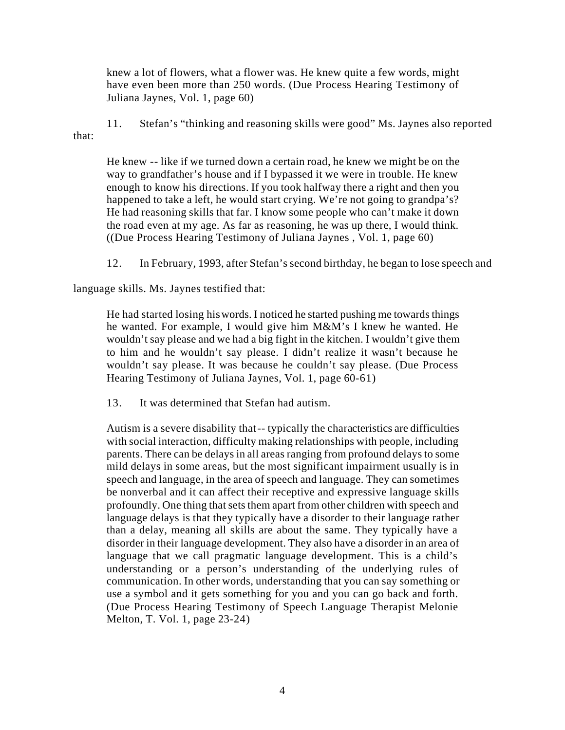knew a lot of flowers, what a flower was. He knew quite a few words, might have even been more than 250 words. (Due Process Hearing Testimony of Juliana Jaynes, Vol. 1, page 60)

11. Stefan's "thinking and reasoning skills were good" Ms. Jaynes also reported that:

> He knew -- like if we turned down a certain road, he knew we might be on the way to grandfather's house and if I bypassed it we were in trouble. He knew enough to know his directions. If you took halfway there a right and then you happened to take a left, he would start crying. We're not going to grandpa's? He had reasoning skills that far. I know some people who can't make it down the road even at my age. As far as reasoning, he was up there, I would think. ((Due Process Hearing Testimony of Juliana Jaynes , Vol. 1, page 60)

12. In February, 1993, after Stefan's second birthday, he began to lose speech and language skills. Ms. Jaynes testified that:

> He had started losing his words. I noticed he started pushing me towards things he wanted. For example, I would give him M&M's I knew he wanted. He wouldn't say please and we had a big fight in the kitchen. I wouldn't give them to him and he wouldn't say please. I didn't realize it wasn't because he wouldn't say please. It was because he couldn't say please. (Due Process Hearing Testimony of Juliana Jaynes, Vol. 1, page 60-61)

13. It was determined that Stefan had autism.

> Autism is a severe disability that-- typically the characteristics are difficulties with social interaction, difficulty making relationships with people, including parents. There can be delays in all areas ranging from profound delays to some mild delays in some areas, but the most significant impairment usually is in speech and language, in the area of speech and language. They can sometimes be nonverbal and it can affect their receptive and expressive language skills profoundly. One thing that sets them apart from other children with speech and language delays is that they typically have a disorder to their language rather than a delay, meaning all skills are about the same. They typically have a disorder in their language development. They also have a disorder in an area of language that we call pragmatic language development. This is a child's understanding or a person's understanding of the underlying rules of communication. In other words, understanding that you can say something or use a symbol and it gets something for you and you can go back and forth. (Due Process Hearing Testimony of Speech Language Therapist Melonie Melton, T. Vol. 1, page 23-24)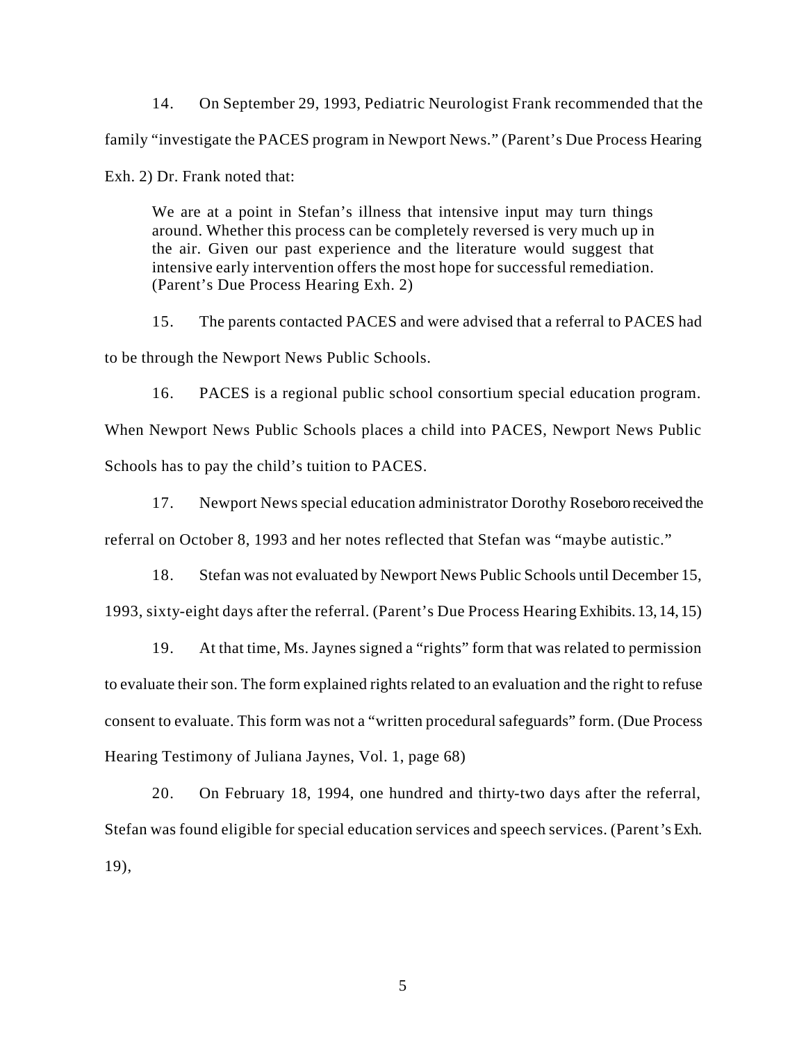14. On September 29, 1993, Pediatric Neurologist Frank recommended that the family "investigate the PACES program in Newport News." (Parent's Due Process Hearing Exh. 2) Dr. Frank noted that:

> We are at a point in Stefan's illness that intensive input may turn things around. Whether this process can be completely reversed is very much up in the air. Given our past experience and the literature would suggest that intensive early intervention offers the most hope for successful remediation. (Parent's Due Process Hearing Exh. 2)

15. The parents contacted PACES and were advised that a referral to PACES had to be through the Newport News Public Schools.

16. PACES is a regional public school consortium special education program. When Newport News Public Schools places a child into PACES, Newport News Public Schools has to pay the child's tuition to PACES.

17. Newport News special education administrator Dorothy Roseboro received the referral on October 8, 1993 and her notes reflected that Stefan was "maybe autistic."

18. Stefan was not evaluated by Newport News Public Schools until December 15, 1993, sixty-eight days after the referral. (Parent's Due Process Hearing Exhibits. 13, 14, 15)

19. At that time, Ms. Jaynes signed a "rights" form that was related to permission to evaluate their son. The form explained rights related to an evaluation and the right to refuse consent to evaluate. This form was not a "written procedural safeguards" form. (Due Process Hearing Testimony of Juliana Jaynes, Vol. 1, page 68)

20. On February 18, 1994, one hundred and thirty-two days after the referral, Stefan was found eligible for special education services and speech services. (Parent's Exh. 19),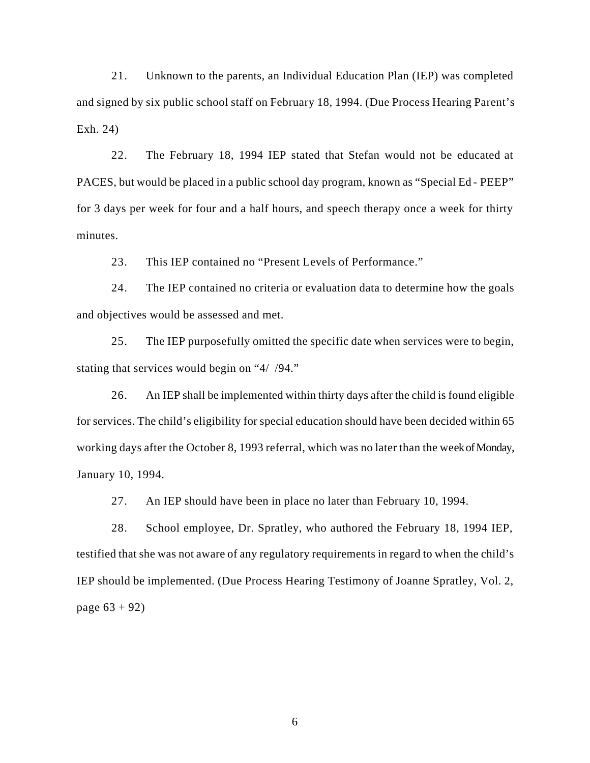21. Unknown to the parents, an Individual Education Plan (IEP) was completed and signed by six public school staff on February 18, 1994. (Due Process Hearing Parent's Exh. 24)

22. The February 18, 1994 IEP stated that Stefan would not be educated at PACES, but would be placed in a public school day program, known as "Special Ed - PEEP" for 3 days per week for four and a half hours, and speech therapy once a week for thirty minutes.

23. This IEP contained no "Present Levels of Performance."

24. The IEP contained no criteria or evaluation data to determine how the goals and objectives would be assessed and met.

25. The IEP purposefully omitted the specific date when services were to begin, stating that services would begin on "4/ /94."

26. An IEP shall be implemented within thirty days after the child is found eligible for services. The child's eligibility for special education should have been decided within 65 working days after the October 8, 1993 referral, which was no later than the week of Monday, January 10, 1994.

27. An IEP should have been in place no later than February 10, 1994.

28. School employee, Dr. Spratley, who authored the February 18, 1994 IEP, testified that she was not aware of any regulatory requirements in regard to when the child's IEP should be implemented. (Due Process Hearing Testimony of Joanne Spratley, Vol. 2, page 63 + 92)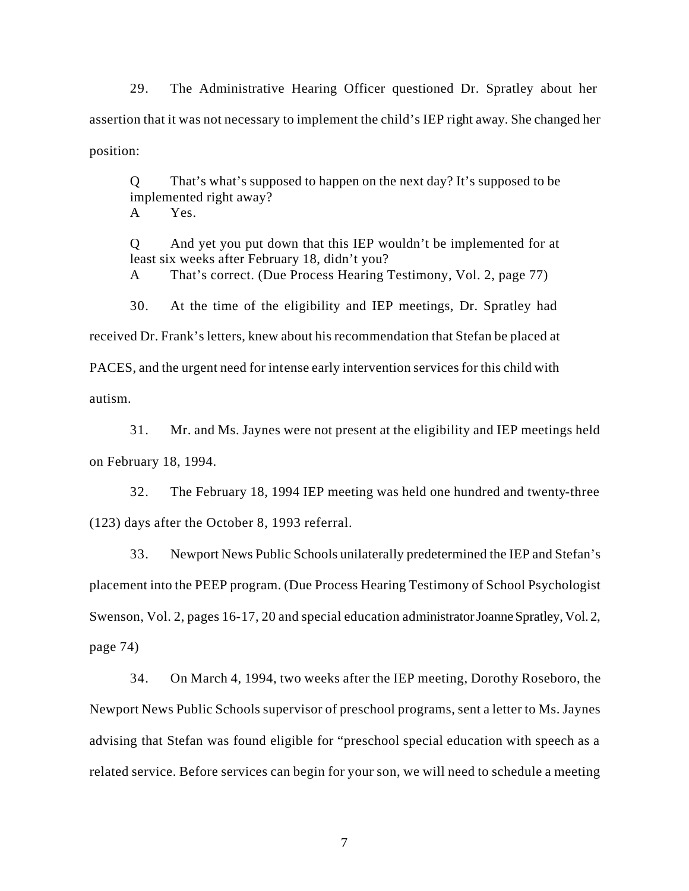29. The Administrative Hearing Officer questioned Dr. Spratley about her assertion that it was not necessary to implement the child's IEP right away. She changed her position:

> Q That's what's supposed to happen on the next day? It's supposed to be implemented right away?
> A Yes.
>
> Q And yet you put down that this IEP wouldn't be implemented for at least six weeks after February 18, didn't you?
> A That's correct. (Due Process Hearing Testimony, Vol. 2, page 77)

30. At the time of the eligibility and IEP meetings, Dr. Spratley had received Dr. Frank's letters, knew about his recommendation that Stefan be placed at PACES, and the urgent need for intense early intervention services for this child with autism.

31. Mr. and Ms. Jaynes were not present at the eligibility and IEP meetings held on February 18, 1994.

32. The February 18, 1994 IEP meeting was held one hundred and twenty-three (123) days after the October 8, 1993 referral.

33. Newport News Public Schools unilaterally predetermined the IEP and Stefan's placement into the PEEP program. (Due Process Hearing Testimony of School Psychologist Swenson, Vol. 2, pages 16-17, 20 and special education administrator Joanne Spratley, Vol. 2, page 74)

34. On March 4, 1994, two weeks after the IEP meeting, Dorothy Roseboro, the Newport News Public Schools supervisor of preschool programs, sent a letter to Ms. Jaynes advising that Stefan was found eligible for "preschool special education with speech as a related service. Before services can begin for your son, we will need to schedule a meeting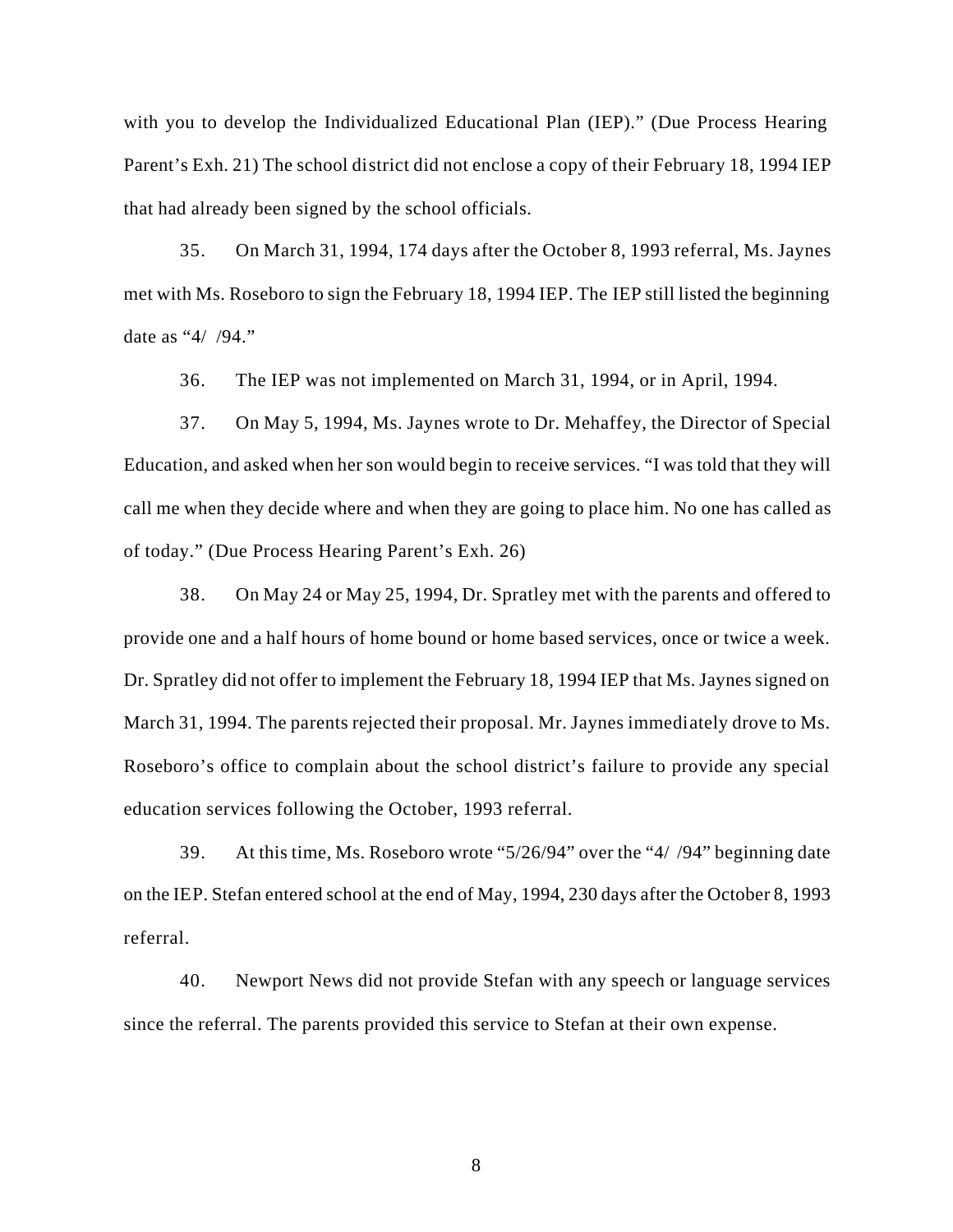with you to develop the Individualized Educational Plan (IEP)." (Due Process Hearing Parent's Exh. 21) The school district did not enclose a copy of their February 18, 1994 IEP that had already been signed by the school officials.

35. On March 31, 1994, 174 days after the October 8, 1993 referral, Ms. Jaynes met with Ms. Roseboro to sign the February 18, 1994 IEP. The IEP still listed the beginning date as "4/ /94."

36. The IEP was not implemented on March 31, 1994, or in April, 1994.

37. On May 5, 1994, Ms. Jaynes wrote to Dr. Mehaffey, the Director of Special Education, and asked when her son would begin to receive services. "I was told that they will call me when they decide where and when they are going to place him. No one has called as of today." (Due Process Hearing Parent's Exh. 26)

38. On May 24 or May 25, 1994, Dr. Spratley met with the parents and offered to provide one and a half hours of home bound or home based services, once or twice a week. Dr. Spratley did not offer to implement the February 18, 1994 IEP that Ms. Jaynes signed on March 31, 1994. The parents rejected their proposal. Mr. Jaynes immediately drove to Ms. Roseboro's office to complain about the school district's failure to provide any special education services following the October, 1993 referral.

39. At this time, Ms. Roseboro wrote "5/26/94" over the "4/ /94" beginning date on the IEP. Stefan entered school at the end of May, 1994, 230 days after the October 8, 1993 referral.

40. Newport News did not provide Stefan with any speech or language services since the referral. The parents provided this service to Stefan at their own expense.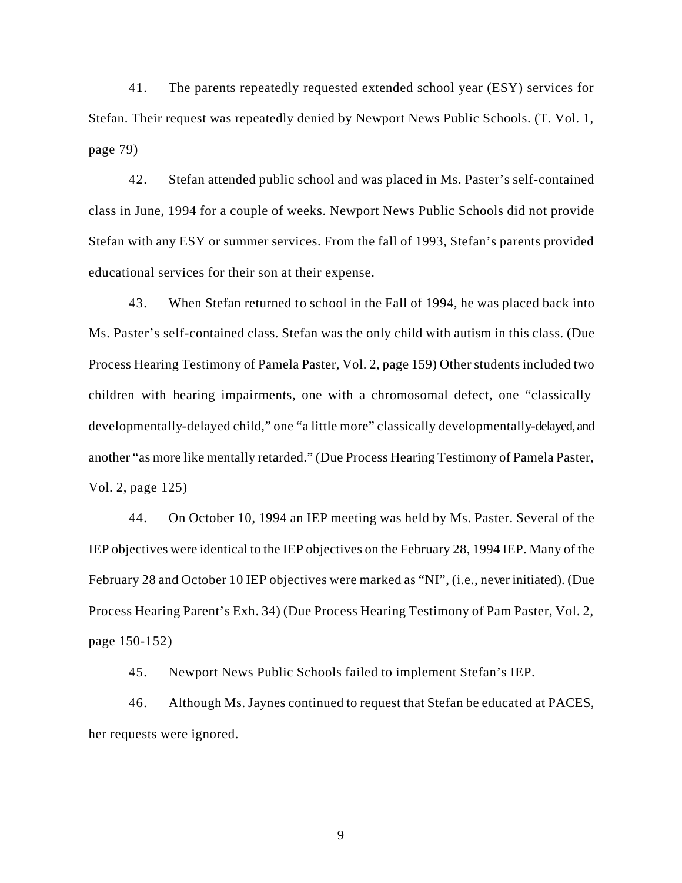41. The parents repeatedly requested extended school year (ESY) services for Stefan. Their request was repeatedly denied by Newport News Public Schools. (T. Vol. 1, page 79)

42. Stefan attended public school and was placed in Ms. Paster's self-contained class in June, 1994 for a couple of weeks. Newport News Public Schools did not provide Stefan with any ESY or summer services. From the fall of 1993, Stefan's parents provided educational services for their son at their expense.

43. When Stefan returned to school in the Fall of 1994, he was placed back into Ms. Paster's self-contained class. Stefan was the only child with autism in this class. (Due Process Hearing Testimony of Pamela Paster, Vol. 2, page 159) Other students included two children with hearing impairments, one with a chromosomal defect, one "classically developmentally-delayed child," one "a little more" classically developmentally-delayed, and another "as more like mentally retarded." (Due Process Hearing Testimony of Pamela Paster, Vol. 2, page 125)

44. On October 10, 1994 an IEP meeting was held by Ms. Paster. Several of the IEP objectives were identical to the IEP objectives on the February 28, 1994 IEP. Many of the February 28 and October 10 IEP objectives were marked as "NI", (i.e., never initiated). (Due Process Hearing Parent's Exh. 34) (Due Process Hearing Testimony of Pam Paster, Vol. 2, page 150-152)

45. Newport News Public Schools failed to implement Stefan's IEP.

46. Although Ms. Jaynes continued to request that Stefan be educated at PACES, her requests were ignored.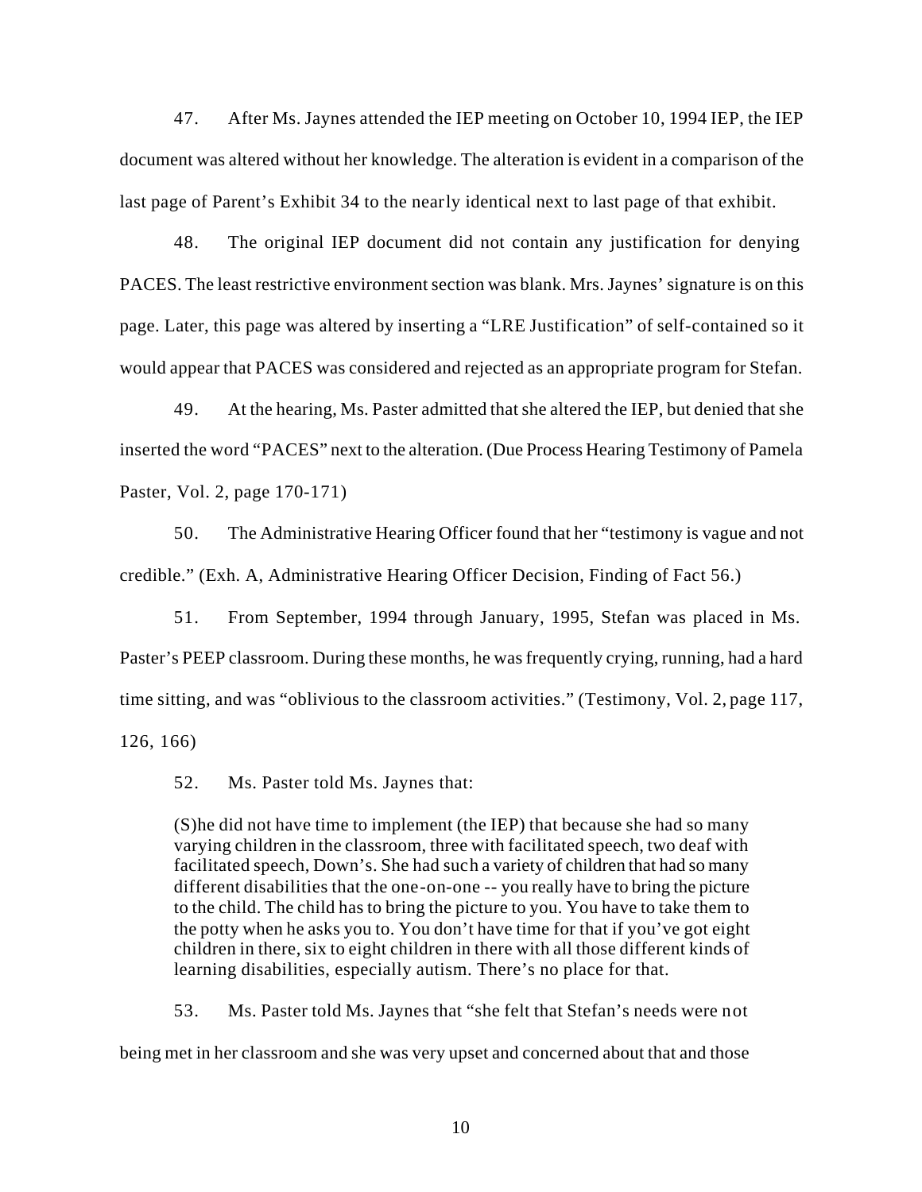47. After Ms. Jaynes attended the IEP meeting on October 10, 1994 IEP, the IEP document was altered without her knowledge. The alteration is evident in a comparison of the last page of Parent's Exhibit 34 to the nearly identical next to last page of that exhibit.

48. The original IEP document did not contain any justification for denying PACES. The least restrictive environment section was blank. Mrs. Jaynes' signature is on this page. Later, this page was altered by inserting a "LRE Justification" of self-contained so it would appear that PACES was considered and rejected as an appropriate program for Stefan.

49. At the hearing, Ms. Paster admitted that she altered the IEP, but denied that she inserted the word "PACES" next to the alteration. (Due Process Hearing Testimony of Pamela Paster, Vol. 2, page 170-171)

50. The Administrative Hearing Officer found that her "testimony is vague and not credible." (Exh. A, Administrative Hearing Officer Decision, Finding of Fact 56.)

51. From September, 1994 through January, 1995, Stefan was placed in Ms. Paster's PEEP classroom. During these months, he was frequently crying, running, had a hard time sitting, and was "oblivious to the classroom activities." (Testimony, Vol. 2, page 117, 126, 166)

52. Ms. Paster told Ms. Jaynes that:

> (S)he did not have time to implement (the IEP) that because she had so many varying children in the classroom, three with facilitated speech, two deaf with facilitated speech, Down's. She had such a variety of children that had so many different disabilities that the one-on-one -- you really have to bring the picture to the child. The child has to bring the picture to you. You have to take them to the potty when he asks you to. You don't have time for that if you've got eight children in there, six to eight children in there with all those different kinds of learning disabilities, especially autism. There's no place for that.

53. Ms. Paster told Ms. Jaynes that "she felt that Stefan's needs were not being met in her classroom and she was very upset and concerned about that and those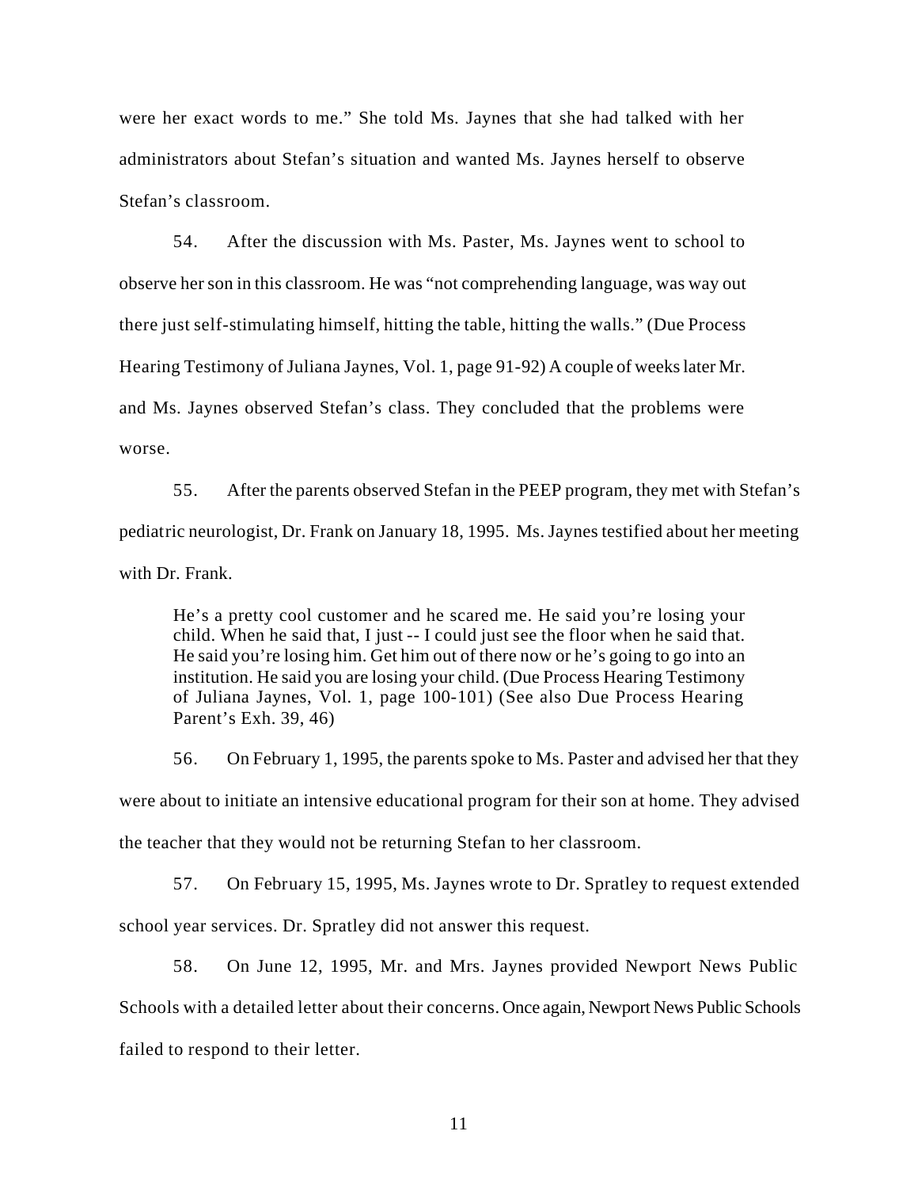were her exact words to me." She told Ms. Jaynes that she had talked with her administrators about Stefan's situation and wanted Ms. Jaynes herself to observe Stefan's classroom.

54. After the discussion with Ms. Paster, Ms. Jaynes went to school to observe her son in this classroom. He was "not comprehending language, was way out there just self-stimulating himself, hitting the table, hitting the walls." (Due Process Hearing Testimony of Juliana Jaynes, Vol. 1, page 91-92) A couple of weeks later Mr. and Ms. Jaynes observed Stefan's class. They concluded that the problems were worse.

55. After the parents observed Stefan in the PEEP program, they met with Stefan's pediatric neurologist, Dr. Frank on January 18, 1995. Ms. Jaynes testified about her meeting with Dr. Frank.

> He's a pretty cool customer and he scared me. He said you're losing your child. When he said that, I just -- I could just see the floor when he said that. He said you're losing him. Get him out of there now or he's going to go into an institution. He said you are losing your child. (Due Process Hearing Testimony of Juliana Jaynes, Vol. 1, page 100-101) (See also Due Process Hearing Parent's Exh. 39, 46)

56. On February 1, 1995, the parents spoke to Ms. Paster and advised her that they were about to initiate an intensive educational program for their son at home. They advised the teacher that they would not be returning Stefan to her classroom.

57. On February 15, 1995, Ms. Jaynes wrote to Dr. Spratley to request extended school year services. Dr. Spratley did not answer this request.

58. On June 12, 1995, Mr. and Mrs. Jaynes provided Newport News Public Schools with a detailed letter about their concerns. Once again, Newport News Public Schools failed to respond to their letter.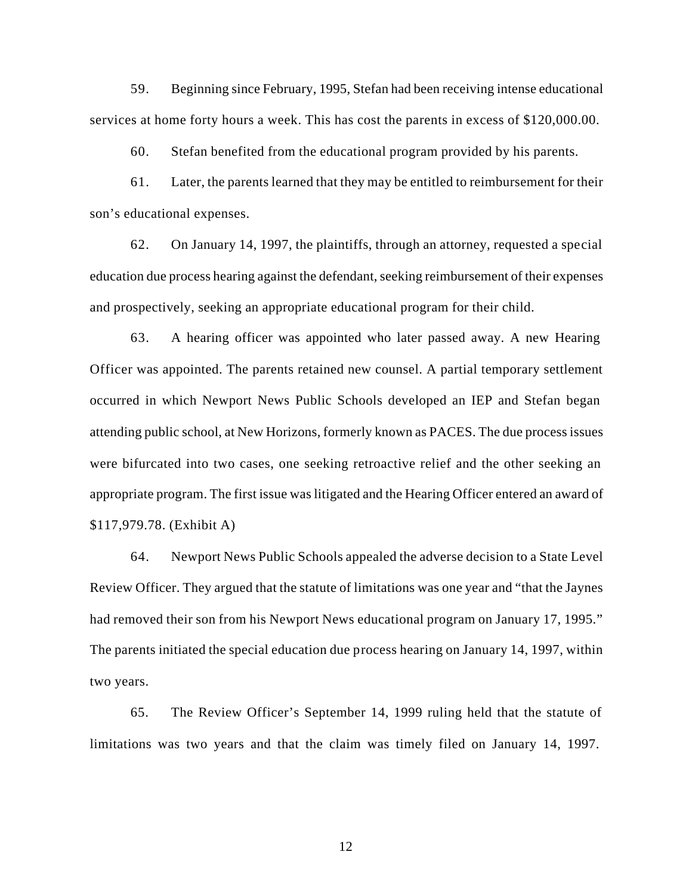59. Beginning since February, 1995, Stefan had been receiving intense educational services at home forty hours a week. This has cost the parents in excess of $120,000.00.

60. Stefan benefited from the educational program provided by his parents.

61. Later, the parents learned that they may be entitled to reimbursement for their son's educational expenses.

62. On January 14, 1997, the plaintiffs, through an attorney, requested a special education due process hearing against the defendant, seeking reimbursement of their expenses and prospectively, seeking an appropriate educational program for their child.

63. A hearing officer was appointed who later passed away. A new Hearing Officer was appointed. The parents retained new counsel. A partial temporary settlement occurred in which Newport News Public Schools developed an IEP and Stefan began attending public school, at New Horizons, formerly known as PACES. The due process issues were bifurcated into two cases, one seeking retroactive relief and the other seeking an appropriate program. The first issue was litigated and the Hearing Officer entered an award of $117,979.78. (Exhibit A)

64. Newport News Public Schools appealed the adverse decision to a State Level Review Officer. They argued that the statute of limitations was one year and "that the Jaynes had removed their son from his Newport News educational program on January 17, 1995." The parents initiated the special education due process hearing on January 14, 1997, within two years.

65. The Review Officer's September 14, 1999 ruling held that the statute of limitations was two years and that the claim was timely filed on January 14, 1997.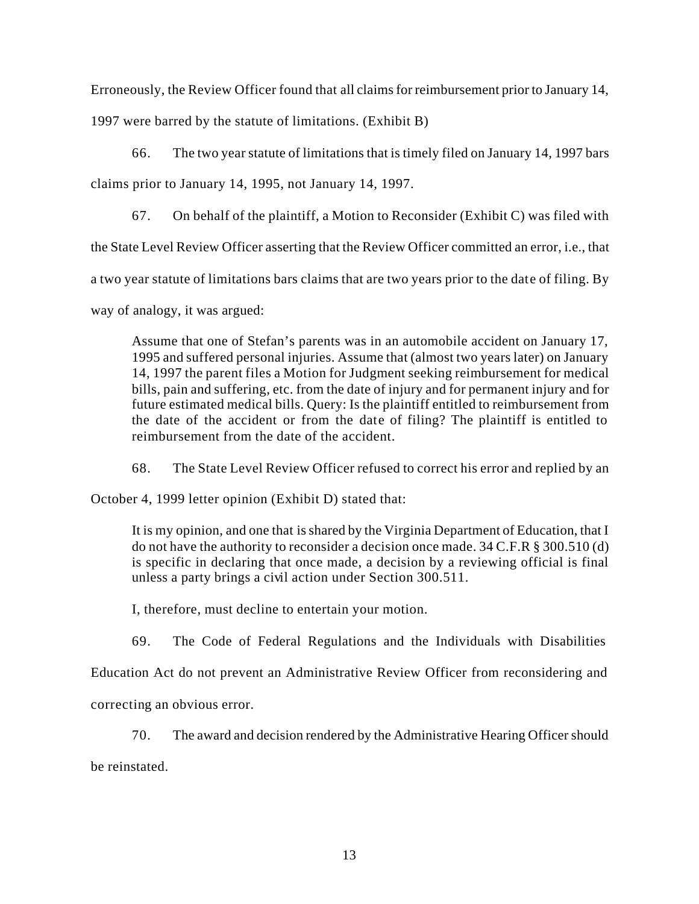Erroneously, the Review Officer found that all claims for reimbursement prior to January 14, 1997 were barred by the statute of limitations. (Exhibit B)

66. The two year statute of limitations that is timely filed on January 14, 1997 bars claims prior to January 14, 1995, not January 14, 1997.

67. On behalf of the plaintiff, a Motion to Reconsider (Exhibit C) was filed with the State Level Review Officer asserting that the Review Officer committed an error, i.e., that a two year statute of limitations bars claims that are two years prior to the date of filing. By way of analogy, it was argued:

> Assume that one of Stefan's parents was in an automobile accident on January 17, 1995 and suffered personal injuries. Assume that (almost two years later) on January 14, 1997 the parent files a Motion for Judgment seeking reimbursement for medical bills, pain and suffering, etc. from the date of injury and for permanent injury and for future estimated medical bills. Query: Is the plaintiff entitled to reimbursement from the date of the accident or from the date of filing? The plaintiff is entitled to reimbursement from the date of the accident.

68. The State Level Review Officer refused to correct his error and replied by an October 4, 1999 letter opinion (Exhibit D) stated that:

> It is my opinion, and one that is shared by the Virginia Department of Education, that I do not have the authority to reconsider a decision once made. 34 C.F.R § 300.510 (d) is specific in declaring that once made, a decision by a reviewing official is final unless a party brings a civil action under Section 300.511.
>
> I, therefore, must decline to entertain your motion.

69. The Code of Federal Regulations and the Individuals with Disabilities Education Act do not prevent an Administrative Review Officer from reconsidering and correcting an obvious error.

70. The award and decision rendered by the Administrative Hearing Officer should be reinstated.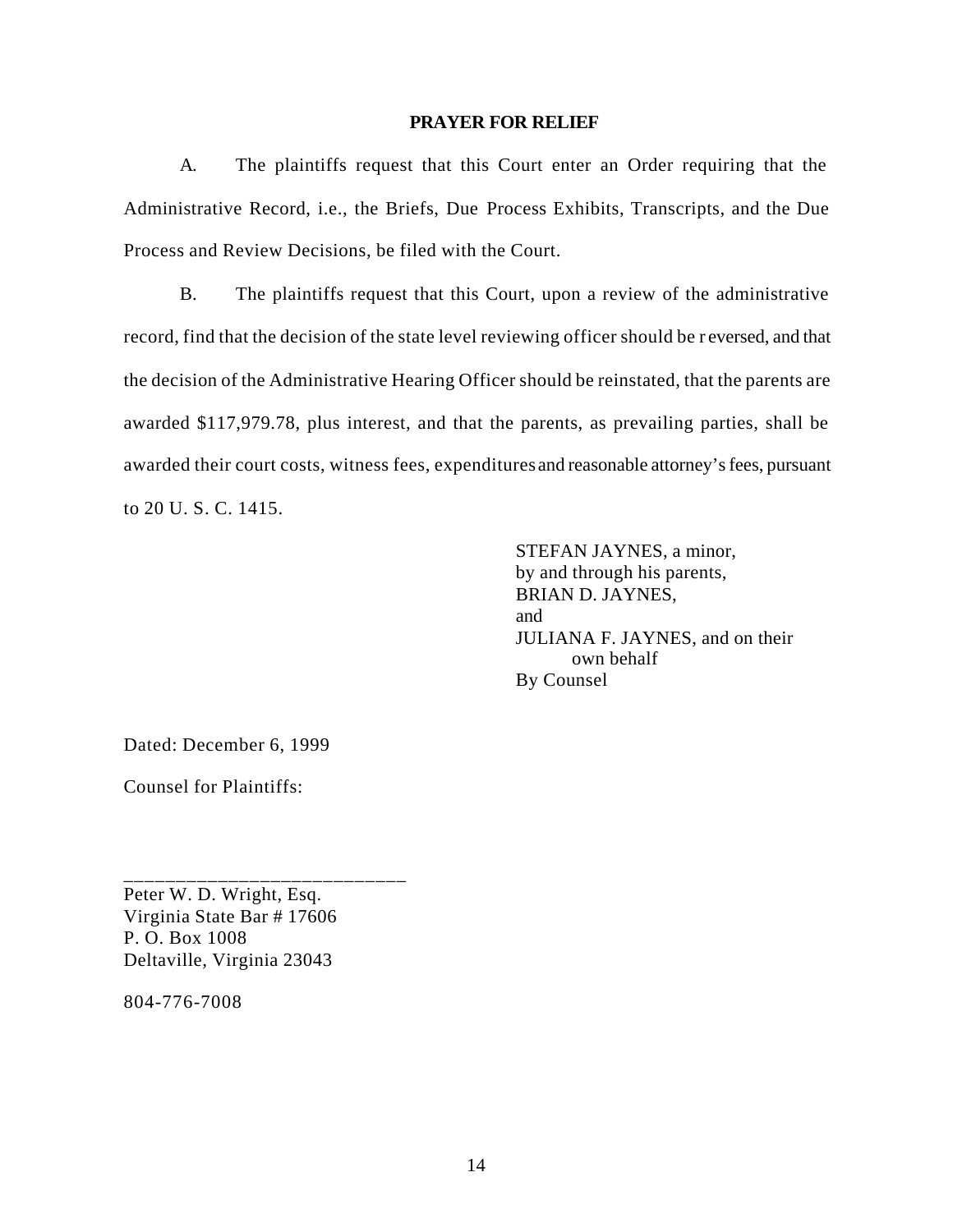**PRAYER FOR RELIEF**

A. The plaintiffs request that this Court enter an Order requiring that the Administrative Record, i.e., the Briefs, Due Process Exhibits, Transcripts, and the Due Process and Review Decisions, be filed with the Court.

B. The plaintiffs request that this Court, upon a review of the administrative record, find that the decision of the state level reviewing officer should be reversed, and that the decision of the Administrative Hearing Officer should be reinstated, that the parents are awarded $117,979.78, plus interest, and that the parents, as prevailing parties, shall be awarded their court costs, witness fees, expenditures and reasonable attorney's fees, pursuant to 20 U. S. C. 1415.

STEFAN JAYNES, a minor,
by and through his parents,
BRIAN D. JAYNES,
and
JULIANA F. JAYNES, and on their own behalf
By Counsel

Dated: December 6, 1999

Counsel for Plaintiffs:

____________________________
Peter W. D. Wright, Esq.
Virginia State Bar # 17606
P. O. Box 1008
Deltaville, Virginia 23043

804-776-7008